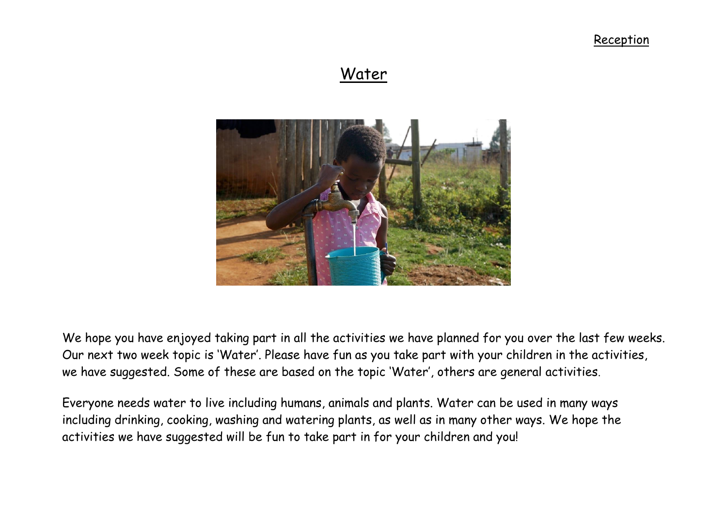Reception

# Water

We hope you have enjoyed taking part in all the activities we have planned for you over the last few weeks. Our next two week topic is 'Water'. Please have fun as you take part with your children in the activities, we have suggested. Some of these are based on the topic 'Water', others are general activities.

Everyone needs water to live including humans, animals and plants. Water can be used in many ways including drinking, cooking, washing and watering plants, as well as in many other ways. We hope the activities we have suggested will be fun to take part in for your children and you!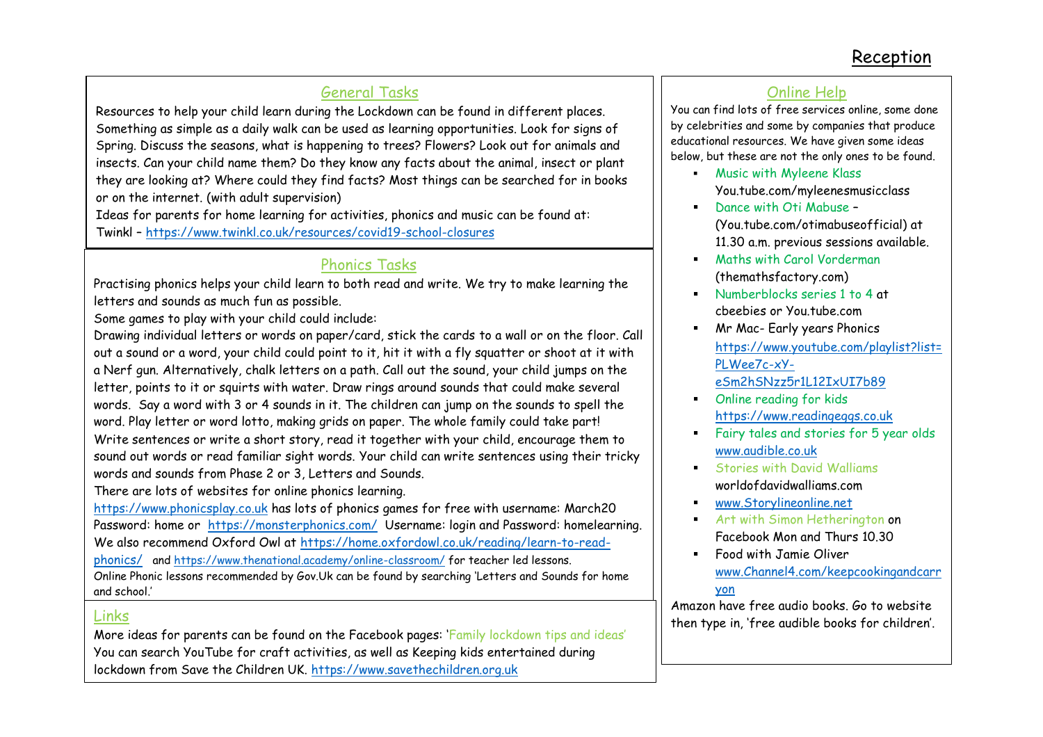# Reception

## General Tasks

Resources to help your child learn during the Lockdown can be found in different places. Something as simple as a daily walk can be used as learning opportunities. Look for signs of Spring. Discuss the seasons, what is happening to trees? Flowers? Look out for animals and insects. Can your child name them? Do they know any facts about the animal, insect or plant they are looking at? Where could they find facts? Most things can be searched for in books or on the internet. (with adult supervision)

Ideas for parents for home learning for activities, phonics and music can be found at:

Twinkl – https://www.twinkl.co.uk/resources/covid19-school-closures

## Phonics Tasks

Practising phonics helps your child learn to both read and write. We try to make learning the letters and sounds as much fun as possible.

Some games to play with your child could include:

Drawing individual letters or words on paper/card, stick the cards to a wall or on the floor. Call out a sound or a word, your child could point to it, hit it with a fly squatter or shoot at it with a Nerf gun. Alternatively, chalk letters on a path. Call out the sound, your child jumps on the letter, points to it or squirts with water. Draw rings around sounds that could make several words. Say a word with 3 or 4 sounds in it. The children can jump on the sounds to spell the word. Play letter or word lotto, making grids on paper. The whole family could take part!

Write sentences or write a short story, read it together with your child, encourage them to sound out words or read familiar sight words. Your child can write sentences using their tricky words and sounds from Phase 2 or 3, Letters and Sounds.

There are lots of websites for online phonics learning.

https://www.phonicsplay.co.uk has lots of phonics games for free with username: March20 Password: home or https://monsterphonics.com/ Username: login and Password: homelearning.

We also recommend Oxford Owl at https://home.oxfordowl.co.uk/reading/learn-to-read-phonics/ and https://www.thenational.academy/online-classroom/ for teacher led lessons.

Online Phonic lessons recommended by Gov.Uk can be found by searching 'Letters and Sounds for home and school.'

## Links

More ideas for parents can be found on the Facebook pages: 'Family lockdown tips and ideas'

You can search YouTube for craft activities, as well as Keeping kids entertained during lockdown from Save the Children UK. https://www.savethechildren.org.uk

## Online Help

You can find lots of free services online, some done by celebrities and some by companies that produce educational resources. We have given some ideas below, but these are not the only ones to be found.

- Music with Myleene Klass You.tube.com/myleenesmusicclass
- Dance with Oti Mabuse – (You.tube.com/otimabuseofficial) at 11.30 a.m. previous sessions available.
- Maths with Carol Vorderman (themathsfactory.com)
- Numberblocks series 1 to 4 at cbeebies or You.tube.com
- Mr Mac- Early years Phonics https://www.youtube.com/playlist?list=PLWee7c-xY-eSm2hSNzz5r1L12IxUI7b89
- Online reading for kids https://www.readingeggs.co.uk
- Fairy tales and stories for 5 year olds www.audible.co.uk
- Stories with David Walliams worldofdavidwalliams.com
- www.Storylineonline.net
- Art with Simon Hetherington on Facebook Mon and Thurs 10.30
- Food with Jamie Oliver www.Channel4.com/keepcookingandcarryon

Amazon have free audio books. Go to website then type in, 'free audible books for children'.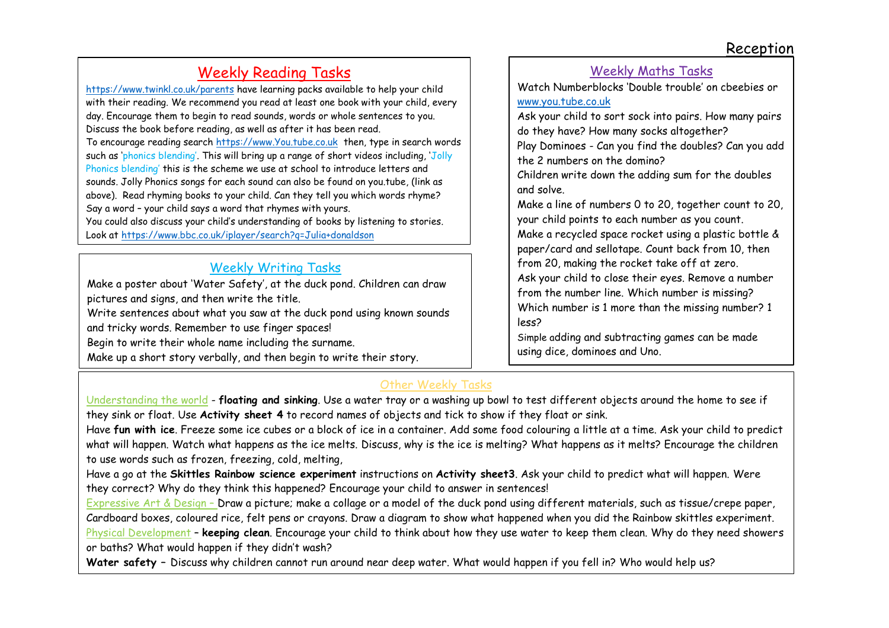Reception

## Weekly Reading Tasks

https://www.twinkl.co.uk/parents have learning packs available to help your child with their reading. We recommend you read at least one book with your child, every day. Encourage them to begin to read sounds, words or whole sentences to you. Discuss the book before reading, as well as after it has been read.
To encourage reading search https://www.You.tube.co.uk then, type in search words such as 'phonics blending'. This will bring up a range of short videos including, 'Jolly Phonics blending' this is the scheme we use at school to introduce letters and sounds. Jolly Phonics songs for each sound can also be found on you.tube, (link as above). Read rhyming books to your child. Can they tell you which words rhyme? Say a word – your child says a word that rhymes with yours.
You could also discuss your child's understanding of books by listening to stories. Look at https://www.bbc.co.uk/iplayer/search?q=Julia+donaldson

## Weekly Writing Tasks

Make a poster about 'Water Safety', at the duck pond. Children can draw pictures and signs, and then write the title.
Write sentences about what you saw at the duck pond using known sounds and tricky words. Remember to use finger spaces!
Begin to write their whole name including the surname.
Make up a short story verbally, and then begin to write their story.

## Weekly Maths Tasks

Watch Numberblocks 'Double trouble' on cbeebies or www.you.tube.co.uk
Ask your child to sort sock into pairs. How many pairs do they have? How many socks altogether?
Play Dominoes - Can you find the doubles? Can you add the 2 numbers on the domino?
Children write down the adding sum for the doubles and solve.
Make a line of numbers 0 to 20, together count to 20, your child points to each number as you count.
Make a recycled space rocket using a plastic bottle & paper/card and sellotape. Count back from 10, then from 20, making the rocket take off at zero.
Ask your child to close their eyes. Remove a number from the number line. Which number is missing? Which number is 1 more than the missing number? 1 less?
Simple adding and subtracting games can be made using dice, dominoes and Uno.

## Other Weekly Tasks

Understanding the world - **floating and sinking**. Use a water tray or a washing up bowl to test different objects around the home to see if they sink or float. Use **Activity sheet 4** to record names of objects and tick to show if they float or sink.
Have **fun with ice**. Freeze some ice cubes or a block of ice in a container. Add some food colouring a little at a time. Ask your child to predict what will happen. Watch what happens as the ice melts. Discuss, why is the ice is melting? What happens as it melts? Encourage the children to use words such as frozen, freezing, cold, melting,
Have a go at the **Skittles Rainbow science experiment** instructions on **Activity sheet3**. Ask your child to predict what will happen. Were they correct? Why do they think this happened? Encourage your child to answer in sentences!
Expressive Art & Design – Draw a picture; make a collage or a model of the duck pond using different materials, such as tissue/crepe paper, Cardboard boxes, coloured rice, felt pens or crayons. Draw a diagram to show what happened when you did the Rainbow skittles experiment.
Physical Development – **keeping clean**. Encourage your child to think about how they use water to keep them clean. Why do they need showers or baths? What would happen if they didn't wash?
**Water safety –** Discuss why children cannot run around near deep water. What would happen if you fell in? Who would help us?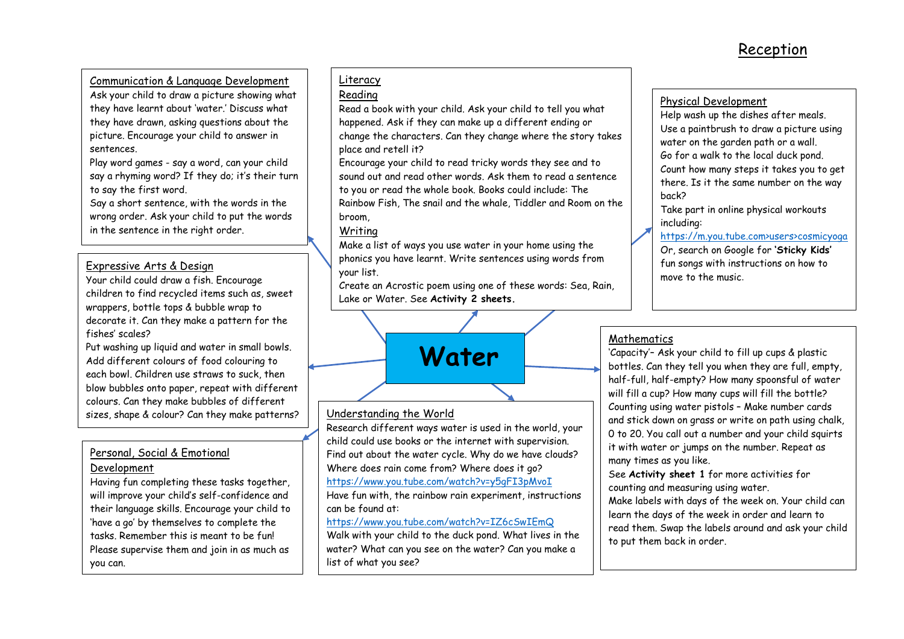# Reception

## Water

### Communication & Language Development

Ask your child to draw a picture showing what they have learnt about 'water.' Discuss what they have drawn, asking questions about the picture. Encourage your child to answer in sentences.

Play word games - say a word, can your child say a rhyming word? If they do; it's their turn to say the first word.

Say a short sentence, with the words in the wrong order. Ask your child to put the words in the sentence in the right order.

### Literacy

#### Reading

Read a book with your child. Ask your child to tell you what happened. Ask if they can make up a different ending or change the characters. Can they change where the story takes place and retell it?

Encourage your child to read tricky words they see and to sound out and read other words. Ask them to read a sentence to you or read the whole book. Books could include: The Rainbow Fish, The snail and the whale, Tiddler and Room on the broom,

#### Writing

Make a list of ways you use water in your home using the phonics you have learnt. Write sentences using words from your list.

Create an Acrostic poem using one of these words: Sea, Rain, Lake or Water. See **Activity 2 sheets.**

### Physical Development

Help wash up the dishes after meals.

Use a paintbrush to draw a picture using water on the garden path or a wall.

Go for a walk to the local duck pond. Count how many steps it takes you to get there. Is it the same number on the way back?

Take part in online physical workouts including:

https://m.you.tube.com>users>cosmicyoga

Or, search on Google for '**Sticky Kids**' fun songs with instructions on how to move to the music.

### Expressive Arts & Design

Your child could draw a fish. Encourage children to find recycled items such as, sweet wrappers, bottle tops & bubble wrap to decorate it. Can they make a pattern for the fishes' scales?

Put washing up liquid and water in small bowls. Add different colours of food colouring to each bowl. Children use straws to suck, then blow bubbles onto paper, repeat with different colours. Can they make bubbles of different sizes, shape & colour? Can they make patterns?

### Mathematics

'Capacity'– Ask your child to fill up cups & plastic bottles. Can they tell you when they are full, empty, half-full, half-empty? How many spoonsful of water will fill a cup? How many cups will fill the bottle?

Counting using water pistols – Make number cards and stick down on grass or write on path using chalk, 0 to 20. You call out a number and your child squirts it with water or jumps on the number. Repeat as many times as you like.

See **Activity sheet 1** for more activities for counting and measuring using water.

Make labels with days of the week on. Your child can learn the days of the week in order and learn to read them. Swap the labels around and ask your child to put them back in order.

### Personal, Social & Emotional Development

Having fun completing these tasks together, will improve your child's self-confidence and their language skills. Encourage your child to 'have a go' by themselves to complete the tasks. Remember this is meant to be fun! Please supervise them and join in as much as you can.

### Understanding the World

Research different ways water is used in the world, your child could use books or the internet with supervision.

Find out about the water cycle. Why do we have clouds? Where does rain come from? Where does it go?

https://www.you.tube.com/watch?v=y5gFI3pMvoI

Have fun with, the rainbow rain experiment, instructions can be found at:

https://www.you.tube.com/watch?v=IZ6cSwIEmQ

Walk with your child to the duck pond. What lives in the water? What can you see on the water? Can you make a list of what you see?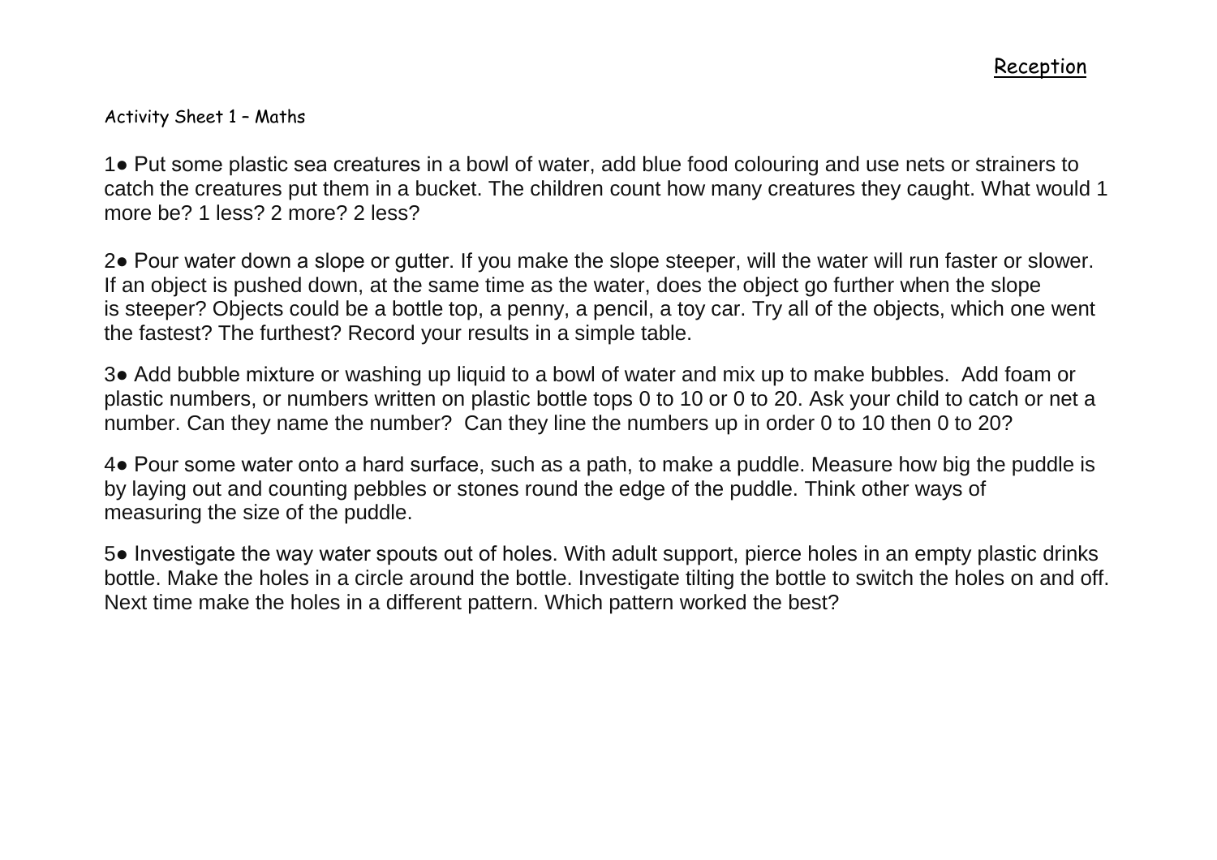Reception

Activity Sheet 1 – Maths

1● Put some plastic sea creatures in a bowl of water, add blue food colouring and use nets or strainers to catch the creatures put them in a bucket. The children count how many creatures they caught. What would 1 more be? 1 less? 2 more? 2 less?

2● Pour water down a slope or gutter. If you make the slope steeper, will the water will run faster or slower. If an object is pushed down, at the same time as the water, does the object go further when the slope is steeper? Objects could be a bottle top, a penny, a pencil, a toy car. Try all of the objects, which one went the fastest? The furthest? Record your results in a simple table.

3● Add bubble mixture or washing up liquid to a bowl of water and mix up to make bubbles. Add foam or plastic numbers, or numbers written on plastic bottle tops 0 to 10 or 0 to 20. Ask your child to catch or net a number. Can they name the number? Can they line the numbers up in order 0 to 10 then 0 to 20?

4● Pour some water onto a hard surface, such as a path, to make a puddle. Measure how big the puddle is by laying out and counting pebbles or stones round the edge of the puddle. Think other ways of measuring the size of the puddle.

5● Investigate the way water spouts out of holes. With adult support, pierce holes in an empty plastic drinks bottle. Make the holes in a circle around the bottle. Investigate tilting the bottle to switch the holes on and off. Next time make the holes in a different pattern. Which pattern worked the best?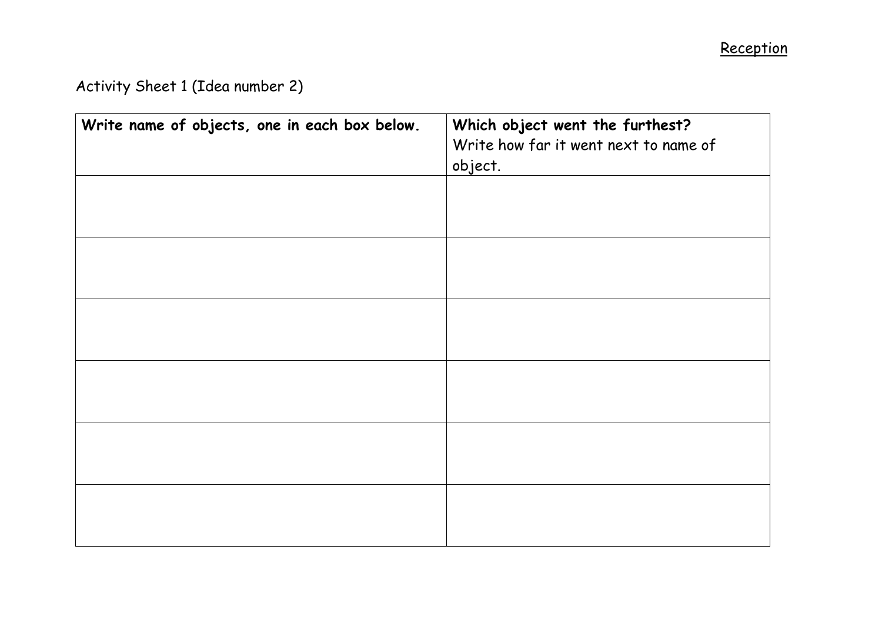Reception

Activity Sheet 1 (Idea number 2)

| **Write name of objects, one in each box below.** | **Which object went the furthest?** Write how far it went next to name of object. |
| --- | --- |
| | |
| | |
| | |
| | |
| | |
| | |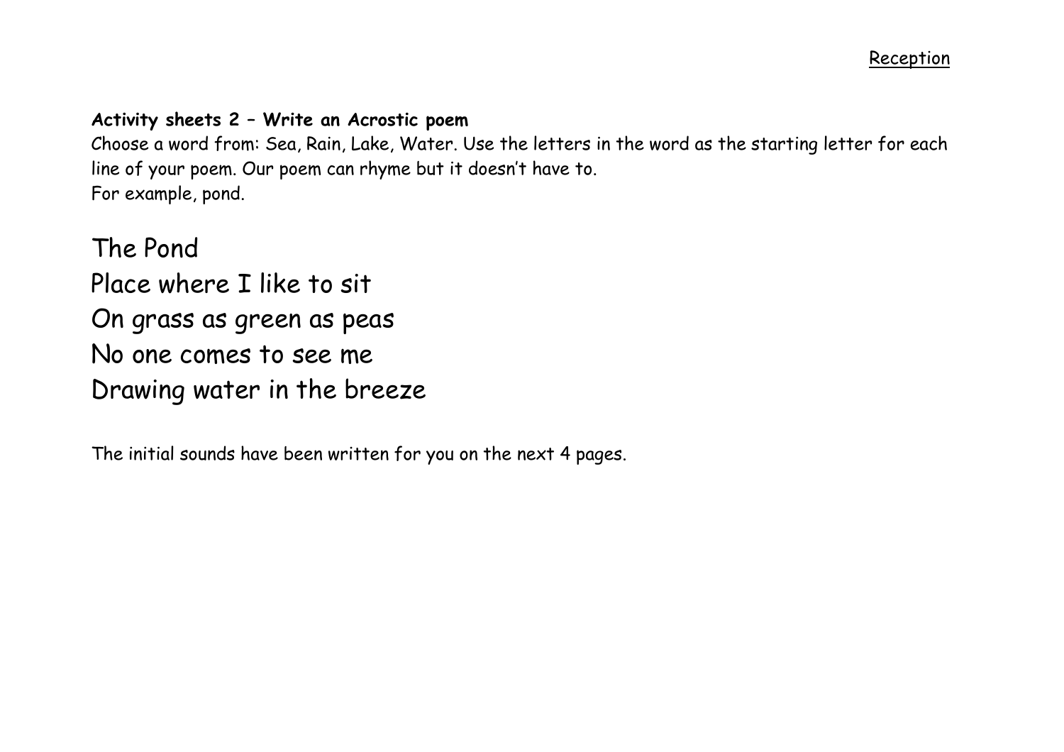**Activity sheets 2 – Write an Acrostic poem**

Choose a word from: Sea, Rain, Lake, Water. Use the letters in the word as the starting letter for each line of your poem. Our poem can rhyme but it doesn't have to.
For example, pond.

The Pond
Place where I like to sit
On grass as green as peas
No one comes to see me
Drawing water in the breeze

The initial sounds have been written for you on the next 4 pages.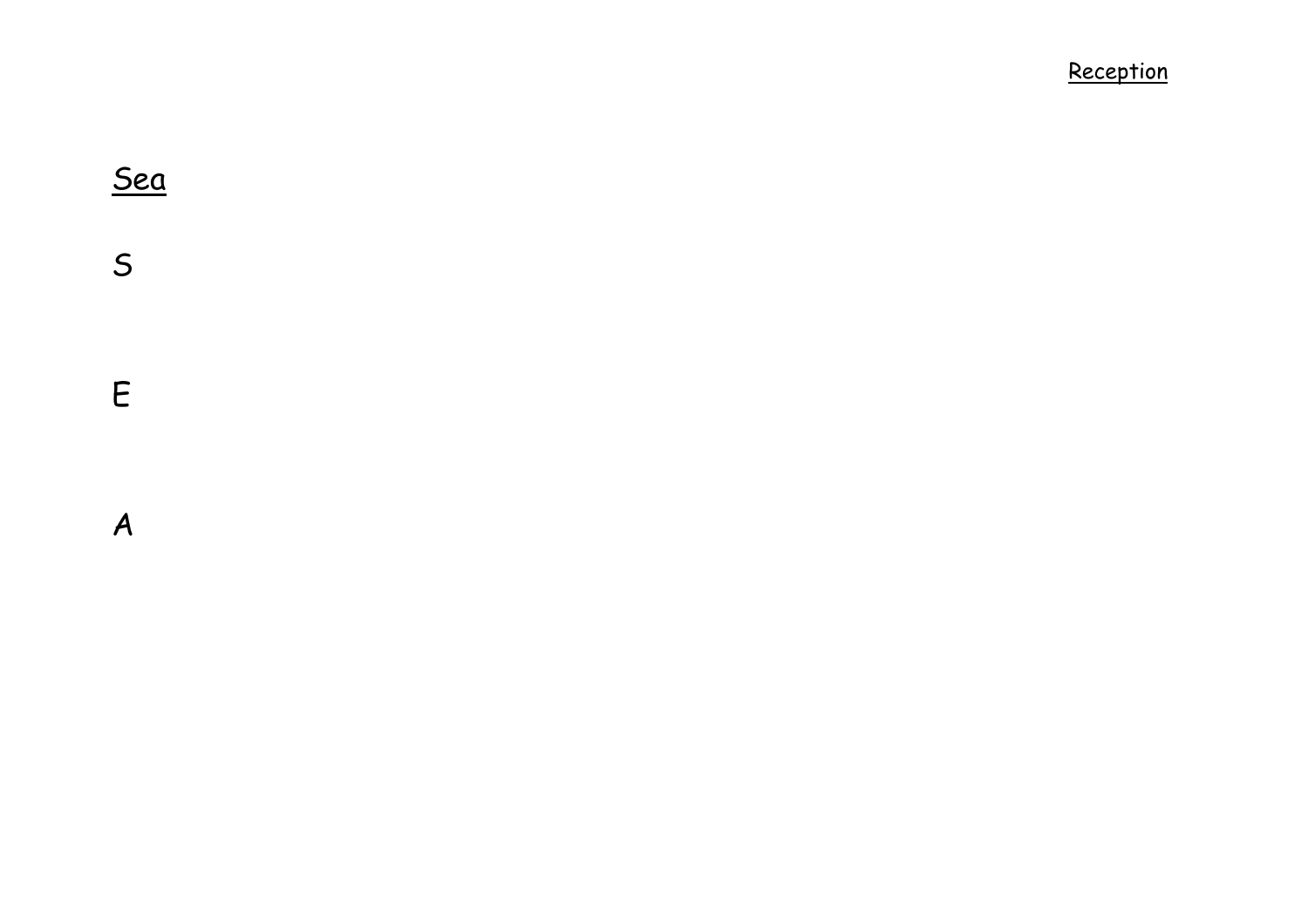Reception

Sea

S

E

A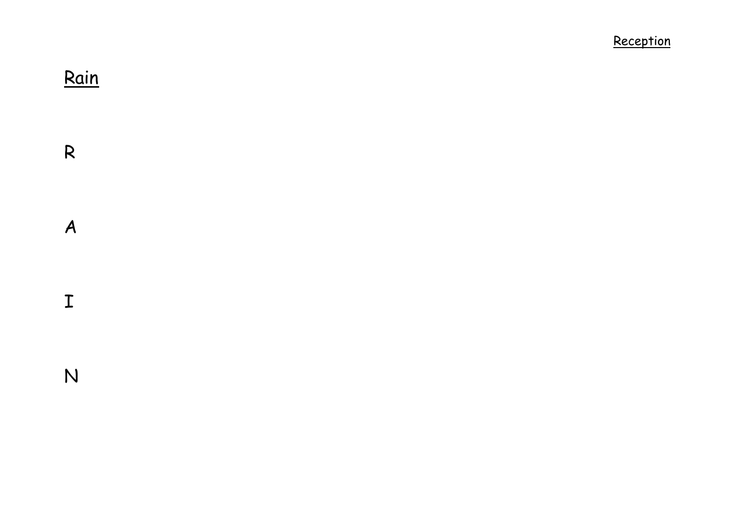Reception

# Rain

R

A

I

N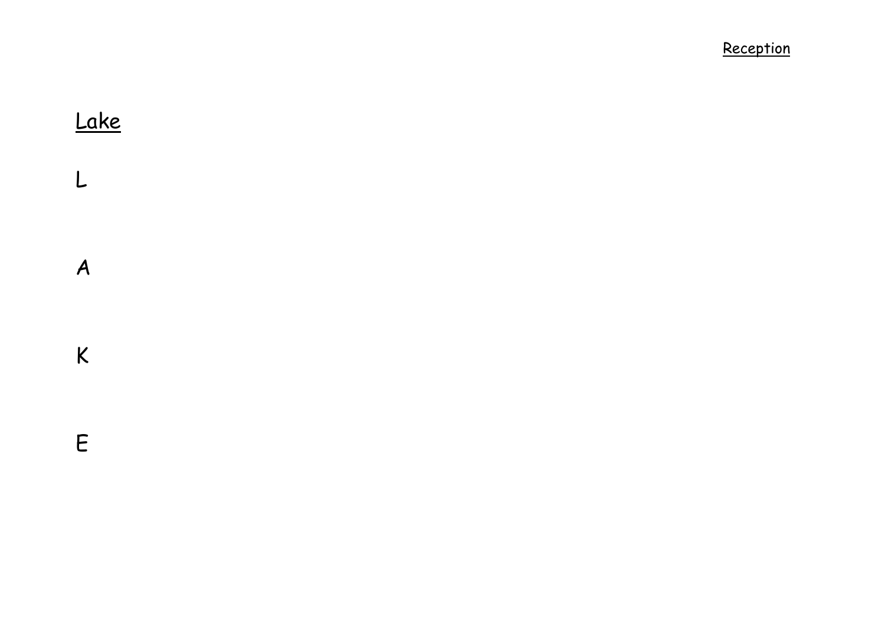Reception

Lake

L

A

K

E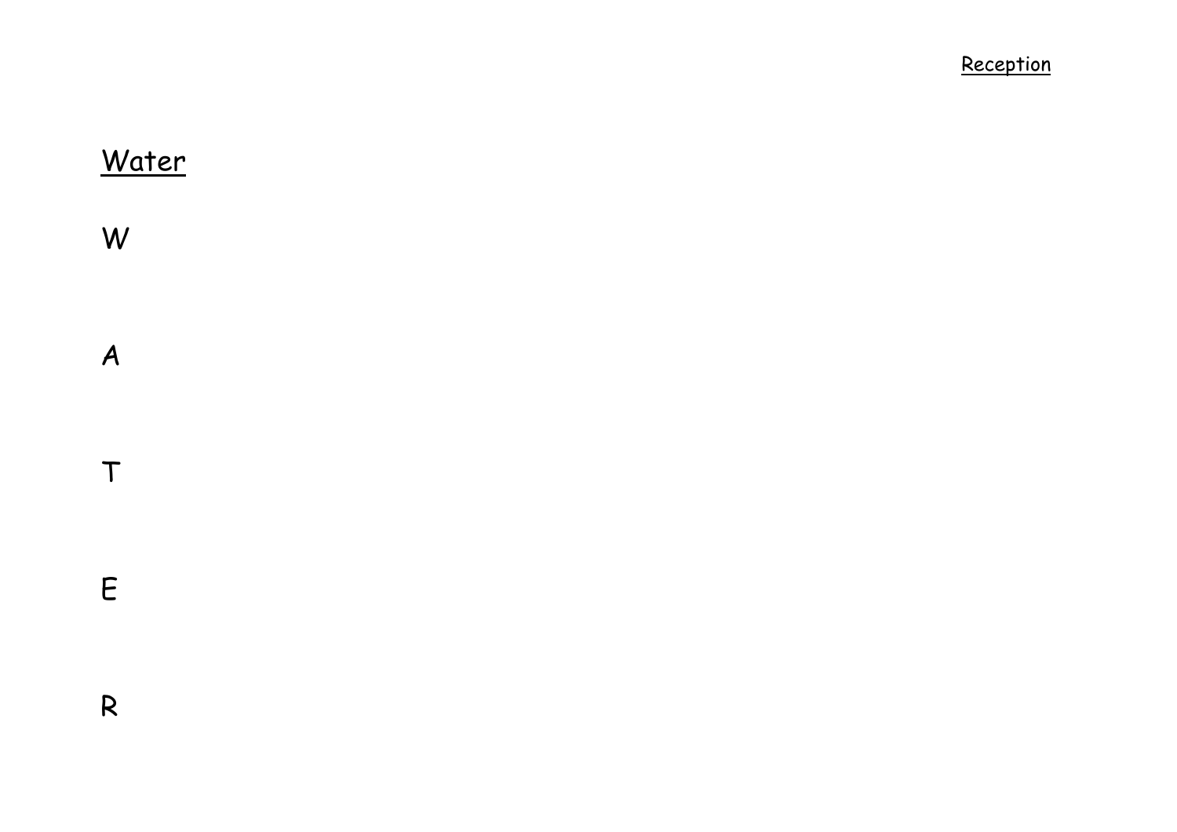Reception

<u>Water</u>

W

A

T

E

R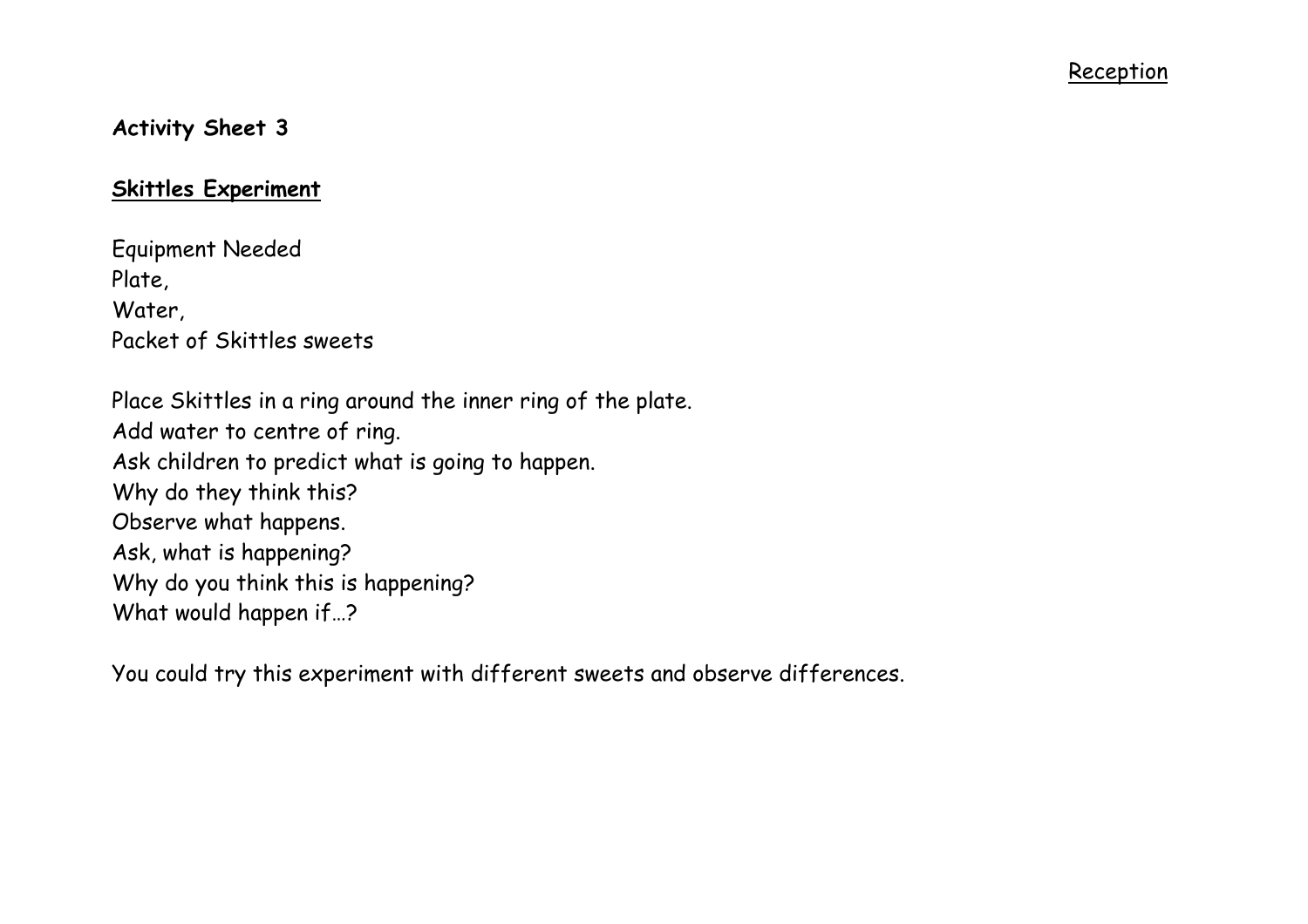Reception

**Activity Sheet 3**

## **Skittles Experiment**

Equipment Needed
Plate,
Water,
Packet of Skittles sweets

Place Skittles in a ring around the inner ring of the plate.
Add water to centre of ring.
Ask children to predict what is going to happen.
Why do they think this?
Observe what happens.
Ask, what is happening?
Why do you think this is happening?
What would happen if…?

You could try this experiment with different sweets and observe differences.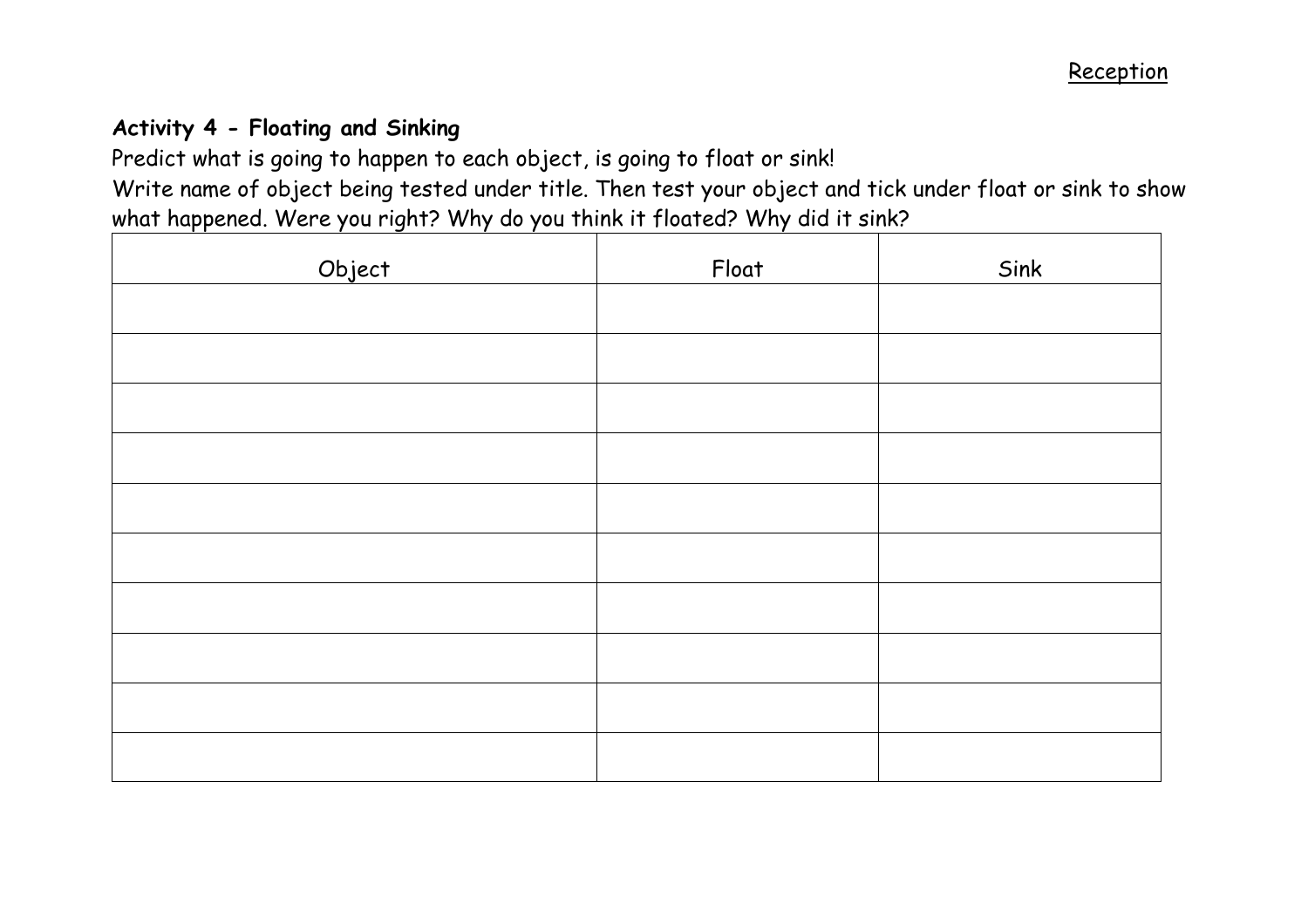Reception

**Activity 4 - Floating and Sinking**

Predict what is going to happen to each object, is going to float or sink!

Write name of object being tested under title. Then test your object and tick under float or sink to show what happened. Were you right? Why do you think it floated? Why did it sink?

| Object | Float | Sink |
| --- | --- | --- |
| | | |
| | | |
| | | |
| | | |
| | | |
| | | |
| | | |
| | | |
| | | |
| | | |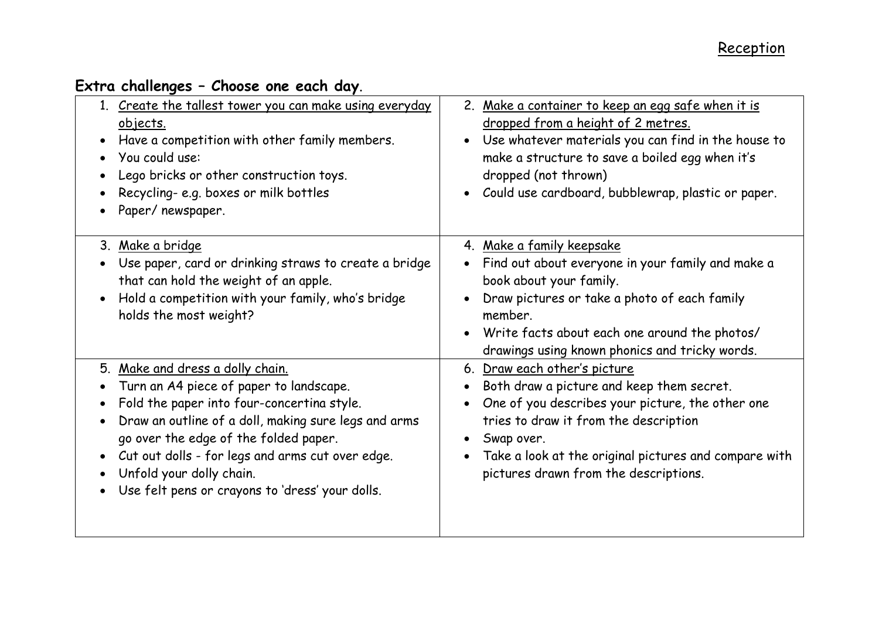Reception

**Extra challenges – Choose one each day.**

1. Create the tallest tower you can make using everyday objects.
- Have a competition with other family members.
- You could use:
- Lego bricks or other construction toys.
- Recycling- e.g. boxes or milk bottles
- Paper/ newspaper.

2. Make a container to keep an egg safe when it is dropped from a height of 2 metres.
- Use whatever materials you can find in the house to make a structure to save a boiled egg when it's dropped (not thrown)
- Could use cardboard, bubblewrap, plastic or paper.

3. Make a bridge
- Use paper, card or drinking straws to create a bridge that can hold the weight of an apple.
- Hold a competition with your family, who's bridge holds the most weight?

4. Make a family keepsake
- Find out about everyone in your family and make a book about your family.
- Draw pictures or take a photo of each family member.
- Write facts about each one around the photos/ drawings using known phonics and tricky words.

5. Make and dress a dolly chain.
- Turn an A4 piece of paper to landscape.
- Fold the paper into four-concertina style.
- Draw an outline of a doll, making sure legs and arms go over the edge of the folded paper.
- Cut out dolls - for legs and arms cut over edge.
- Unfold your dolly chain.
- Use felt pens or crayons to 'dress' your dolls.

6. Draw each other's picture
- Both draw a picture and keep them secret.
- One of you describes your picture, the other one tries to draw it from the description
- Swap over.
- Take a look at the original pictures and compare with pictures drawn from the descriptions.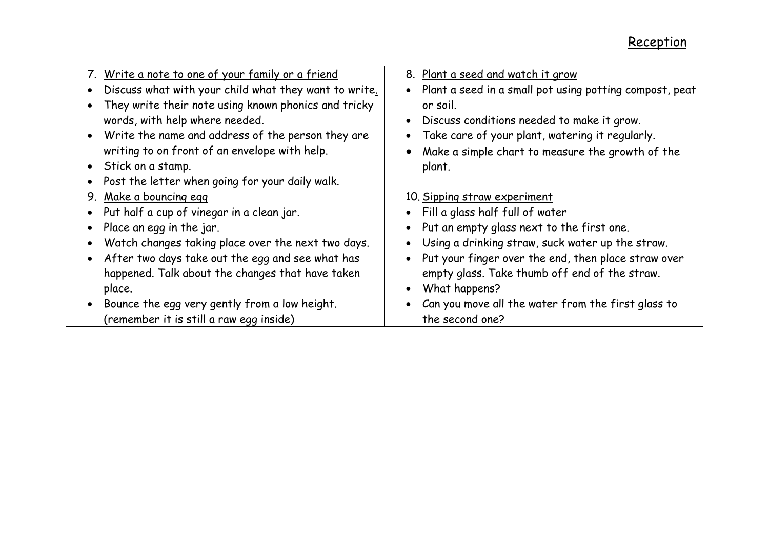Reception

| 7. <u>Write a note to one of your family or a friend</u><br>• Discuss what with your child what they want to write.<br>• They write their note using known phonics and tricky words, with help where needed.<br>• Write the name and address of the person they are writing to on front of an envelope with help.<br>• Stick on a stamp.<br>• Post the letter when going for your daily walk. | 8. <u>Plant a seed and watch it grow</u><br>• Plant a seed in a small pot using potting compost, peat or soil.<br>• Discuss conditions needed to make it grow.<br>• Take care of your plant, watering it regularly.<br>• Make a simple chart to measure the growth of the plant. |
|---|---|
| 9. <u>Make a bouncing egg</u><br>• Put half a cup of vinegar in a clean jar.<br>• Place an egg in the jar.<br>• Watch changes taking place over the next two days.<br>• After two days take out the egg and see what has happened. Talk about the changes that have taken place.<br>• Bounce the egg very gently from a low height. (remember it is still a raw egg inside) | 10. <u>Sipping straw experiment</u><br>• Fill a glass half full of water<br>• Put an empty glass next to the first one.<br>• Using a drinking straw, suck water up the straw.<br>• Put your finger over the end, then place straw over empty glass. Take thumb off end of the straw.<br>• What happens?<br>• Can you move all the water from the first glass to the second one? |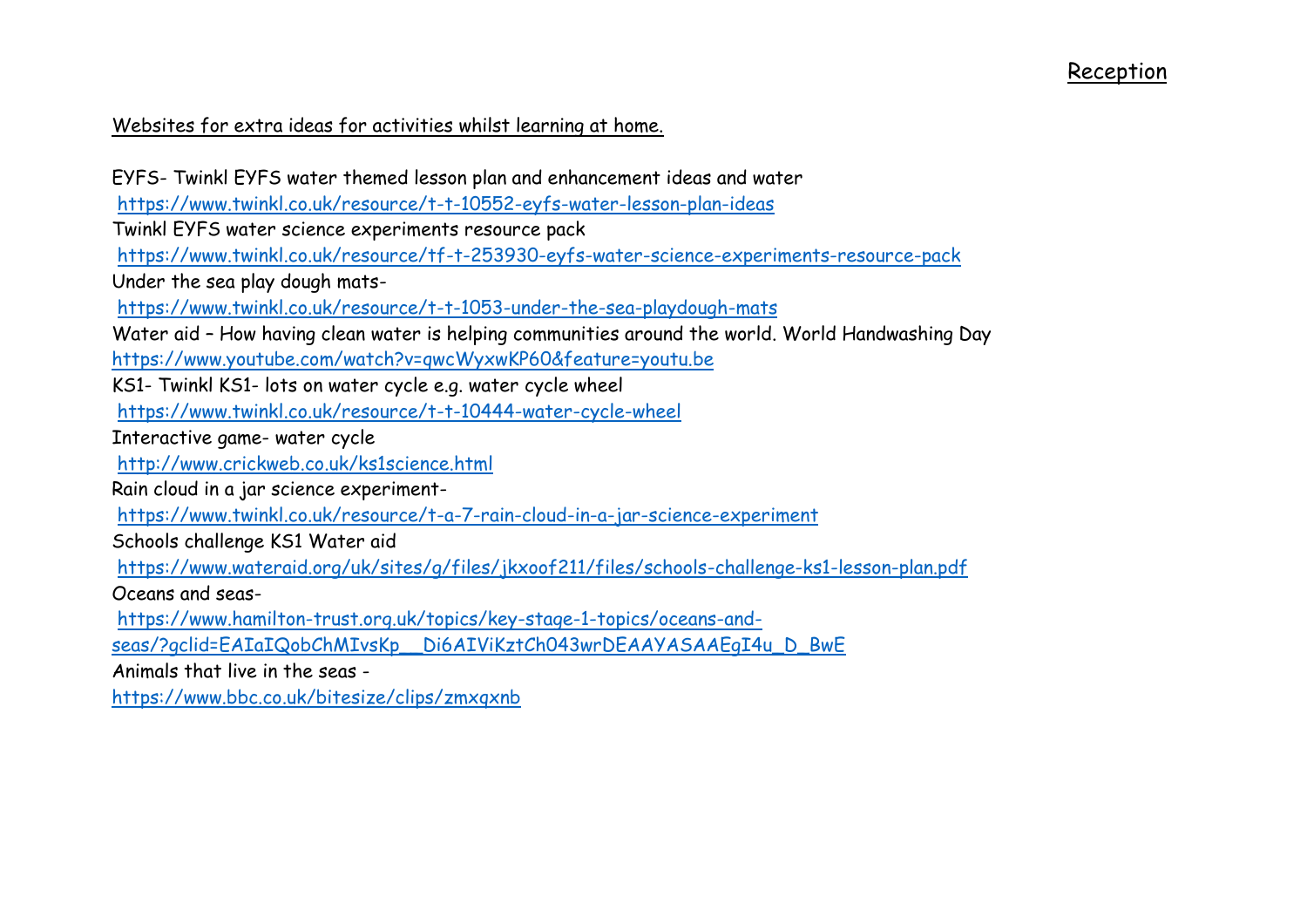Reception

Websites for extra ideas for activities whilst learning at home.

EYFS- Twinkl EYFS water themed lesson plan and enhancement ideas and water
https://www.twinkl.co.uk/resource/t-t-10552-eyfs-water-lesson-plan-ideas
Twinkl EYFS water science experiments resource pack
https://www.twinkl.co.uk/resource/tf-t-253930-eyfs-water-science-experiments-resource-pack
Under the sea play dough mats-
https://www.twinkl.co.uk/resource/t-t-1053-under-the-sea-playdough-mats
Water aid – How having clean water is helping communities around the world. World Handwashing Day
https://www.youtube.com/watch?v=qwcWyxwKP60&feature=youtu.be
KS1- Twinkl KS1- lots on water cycle e.g. water cycle wheel
https://www.twinkl.co.uk/resource/t-t-10444-water-cycle-wheel
Interactive game- water cycle
http://www.crickweb.co.uk/ks1science.html
Rain cloud in a jar science experiment-
https://www.twinkl.co.uk/resource/t-a-7-rain-cloud-in-a-jar-science-experiment
Schools challenge KS1 Water aid
https://www.wateraid.org/uk/sites/g/files/jkxoof211/files/schools-challenge-ks1-lesson-plan.pdf
Oceans and seas-
https://www.hamilton-trust.org.uk/topics/key-stage-1-topics/oceans-and-seas/?gclid=EAIaIQobChMIvsKp__Di6AIViKztCh043wrDEAAYASAAEgI4u_D_BwE
Animals that live in the seas -
https://www.bbc.co.uk/bitesize/clips/zmxqxnb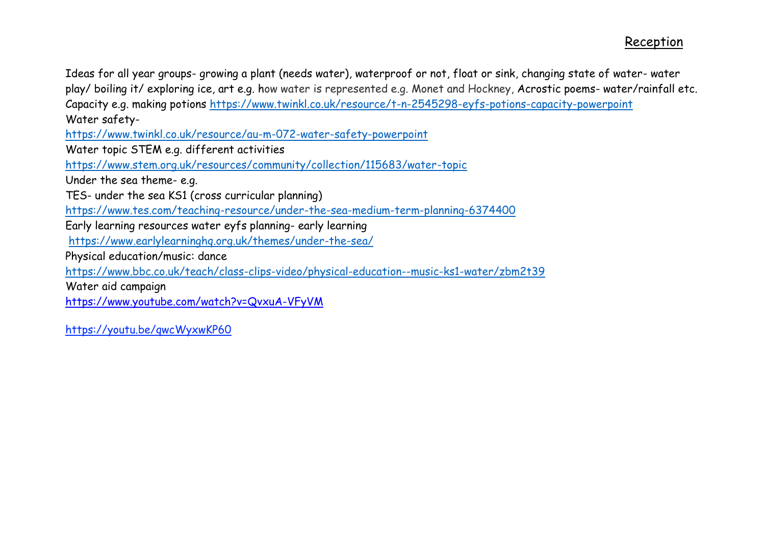# Reception

Ideas for all year groups- growing a plant (needs water), waterproof or not, float or sink, changing state of water- water play/ boiling it/ exploring ice, art e.g. how water is represented e.g. Monet and Hockney, Acrostic poems- water/rainfall etc.

Capacity e.g. making potions https://www.twinkl.co.uk/resource/t-n-2545298-eyfs-potions-capacity-powerpoint

Water safety-

https://www.twinkl.co.uk/resource/au-m-072-water-safety-powerpoint

Water topic STEM e.g. different activities

https://www.stem.org.uk/resources/community/collection/115683/water-topic

Under the sea theme- e.g.

TES- under the sea KS1 (cross curricular planning)

https://www.tes.com/teaching-resource/under-the-sea-medium-term-planning-6374400

Early learning resources water eyfs planning- early learning

https://www.earlylearninghq.org.uk/themes/under-the-sea/

Physical education/music: dance

https://www.bbc.co.uk/teach/class-clips-video/physical-education--music-ks1-water/zbm2t39

Water aid campaign

https://www.youtube.com/watch?v=QvxuA-VFyVM

https://youtu.be/qwcWyxwKP60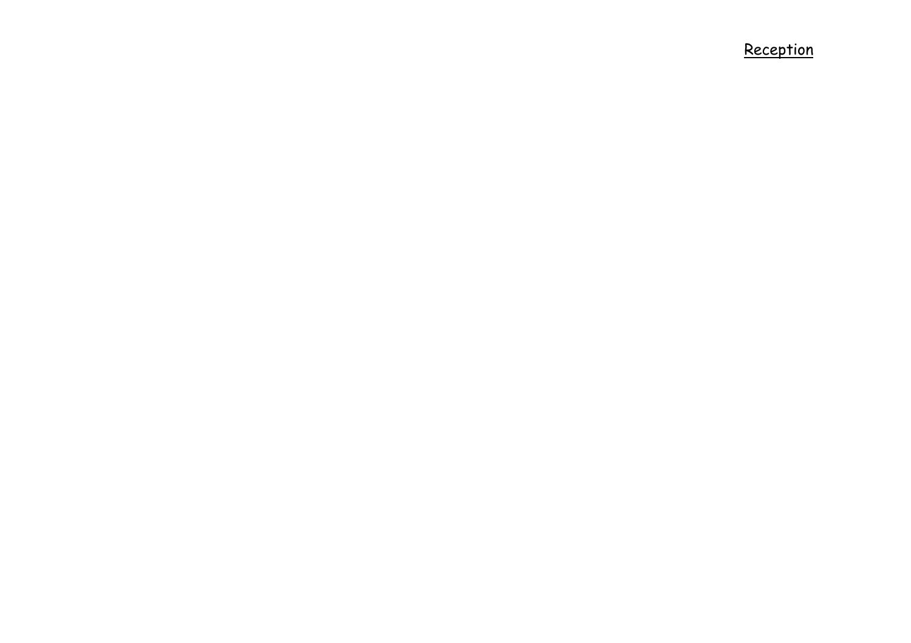Reception